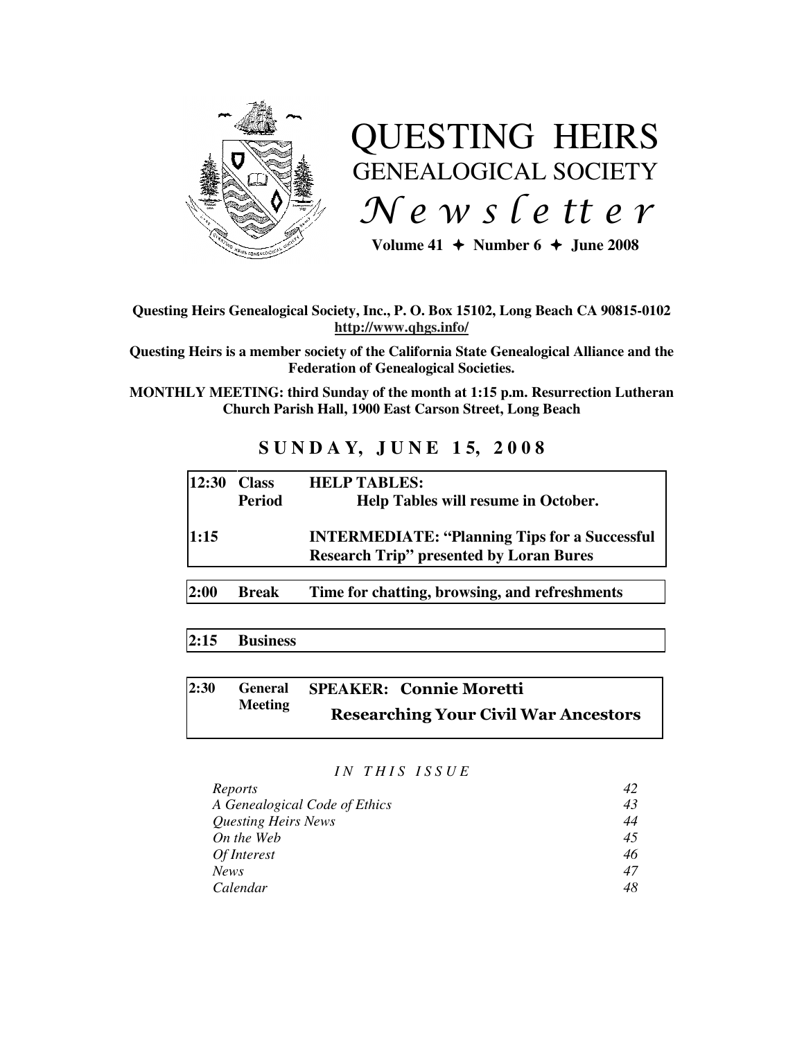# QUESTING HEIRS
## GENEALOGICAL SOCIETY
## *Newsletter*

**Volume 41 ✦ Number 6 ✦ June 2008**

**Questing Heirs Genealogical Society, Inc., P. O. Box 15102, Long Beach CA 90815-0102**
**http://www.qhgs.info/**

**Questing Heirs is a member society of the California State Genealogical Alliance and the Federation of Genealogical Societies.**

**MONTHLY MEETING: third Sunday of the month at 1:15 p.m. Resurrection Lutheran Church Parish Hall, 1900 East Carson Street, Long Beach**

## SUNDAY, JUNE 15, 2008

| | | |
|---|---|---|
| **12:30** | **Class Period** | **HELP TABLES:** **Help Tables will resume in October.** |
| **1:15** | | **INTERMEDIATE: "Planning Tips for a Successful Research Trip" presented by Loran Bures** |
| **2:00** | **Break** | **Time for chatting, browsing, and refreshments** |
| **2:15** | **Business** | |
| **2:30** | **General Meeting** | **SPEAKER: Connie Moretti** **Researching Your Civil War Ancestors** |

*IN THIS ISSUE*

| | |
|---|---|
| *Reports* | *42* |
| *A Genealogical Code of Ethics* | *43* |
| *Questing Heirs News* | *44* |
| *On the Web* | *45* |
| *Of Interest* | *46* |
| *News* | *47* |
| *Calendar* | *48* |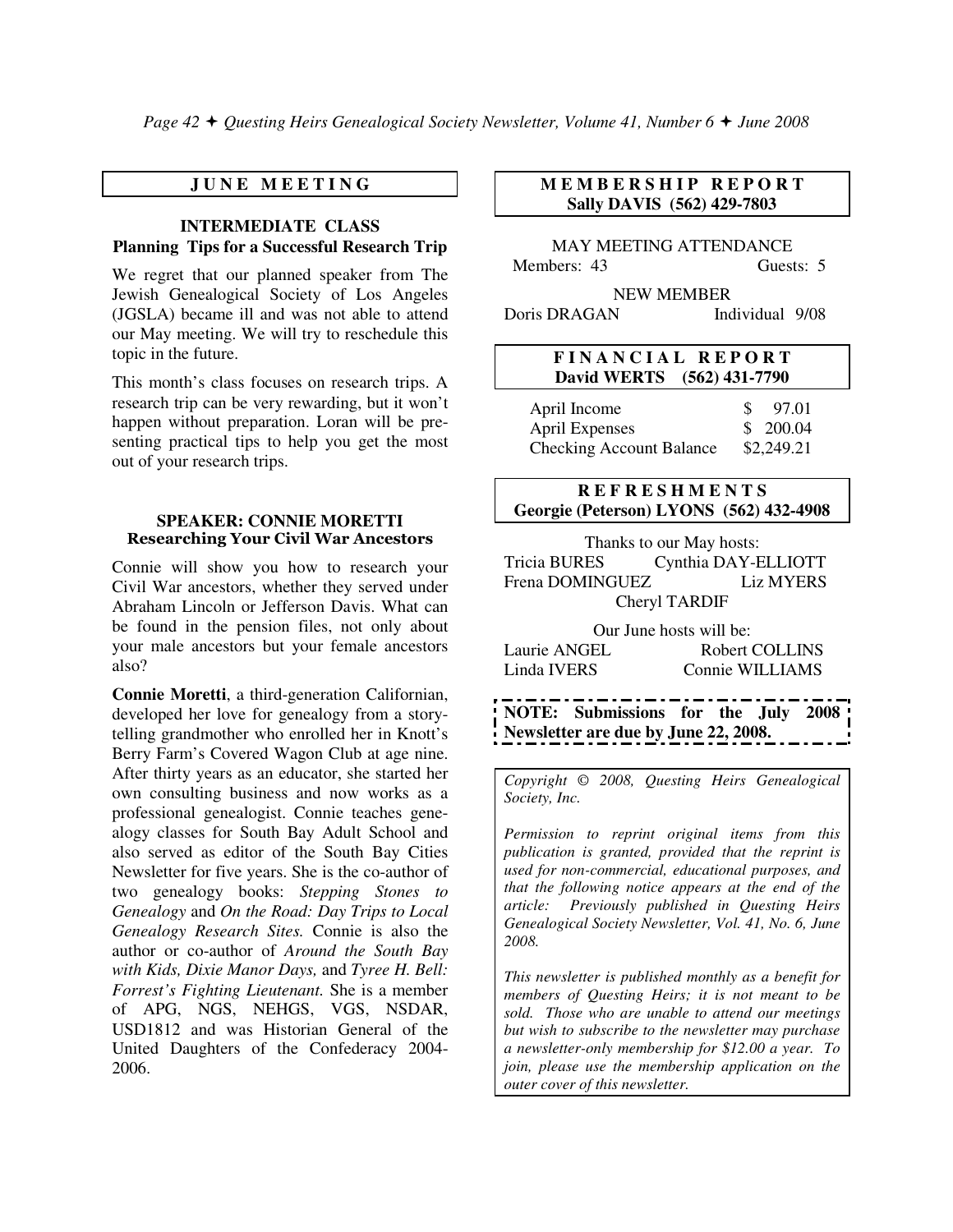## JUNE MEETING

### INTERMEDIATE CLASS

**Planning Tips for a Successful Research Trip**

We regret that our planned speaker from The Jewish Genealogical Society of Los Angeles (JGSLA) became ill and was not able to attend our May meeting. We will try to reschedule this topic in the future.

This month's class focuses on research trips. A research trip can be very rewarding, but it won't happen without preparation. Loran will be presenting practical tips to help you get the most out of your research trips.

### SPEAKER: CONNIE MORETTI

**Researching Your Civil War Ancestors**

Connie will show you how to research your Civil War ancestors, whether they served under Abraham Lincoln or Jefferson Davis. What can be found in the pension files, not only about your male ancestors but your female ancestors also?

**Connie Moretti**, a third-generation Californian, developed her love for genealogy from a story-telling grandmother who enrolled her in Knott's Berry Farm's Covered Wagon Club at age nine. After thirty years as an educator, she started her own consulting business and now works as a professional genealogist. Connie teaches genealogy classes for South Bay Adult School and also served as editor of the South Bay Cities Newsletter for five years. She is the co-author of two genealogy books: *Stepping Stones to Genealogy* and *On the Road: Day Trips to Local Genealogy Research Sites.* Connie is also the author or co-author of *Around the South Bay with Kids, Dixie Manor Days,* and *Tyree H. Bell: Forrest's Fighting Lieutenant.* She is a member of APG, NGS, NEHGS, VGS, NSDAR, USD1812 and was Historian General of the United Daughters of the Confederacy 2004-2006.

## MEMBERSHIP REPORT

**Sally DAVIS (562) 429-7803**

MAY MEETING ATTENDANCE

Members: 43 Guests: 5

NEW MEMBER

Doris DRAGAN Individual 9/08

## FINANCIAL REPORT

**David WERTS (562) 431-7790**

| | |
|---|---|
| April Income | $ 97.01 |
| April Expenses | $ 200.04 |
| Checking Account Balance | $2,249.21 |

## REFRESHMENTS

**Georgie (Peterson) LYONS (562) 432-4908**

Thanks to our May hosts:

Tricia BURES, Cynthia DAY-ELLIOTT, Frena DOMINGUEZ, Liz MYERS, Cheryl TARDIF

Our June hosts will be:

Laurie ANGEL, Robert COLLINS, Linda IVERS, Connie WILLIAMS

**NOTE: Submissions for the July 2008 Newsletter are due by June 22, 2008.**

*Copyright © 2008, Questing Heirs Genealogical Society, Inc.*

*Permission to reprint original items from this publication is granted, provided that the reprint is used for non-commercial, educational purposes, and that the following notice appears at the end of the article: Previously published in Questing Heirs Genealogical Society Newsletter, Vol. 41, No. 6, June 2008.*

*This newsletter is published monthly as a benefit for members of Questing Heirs; it is not meant to be sold. Those who are unable to attend our meetings but wish to subscribe to the newsletter may purchase a newsletter-only membership for $12.00 a year. To join, please use the membership application on the outer cover of this newsletter.*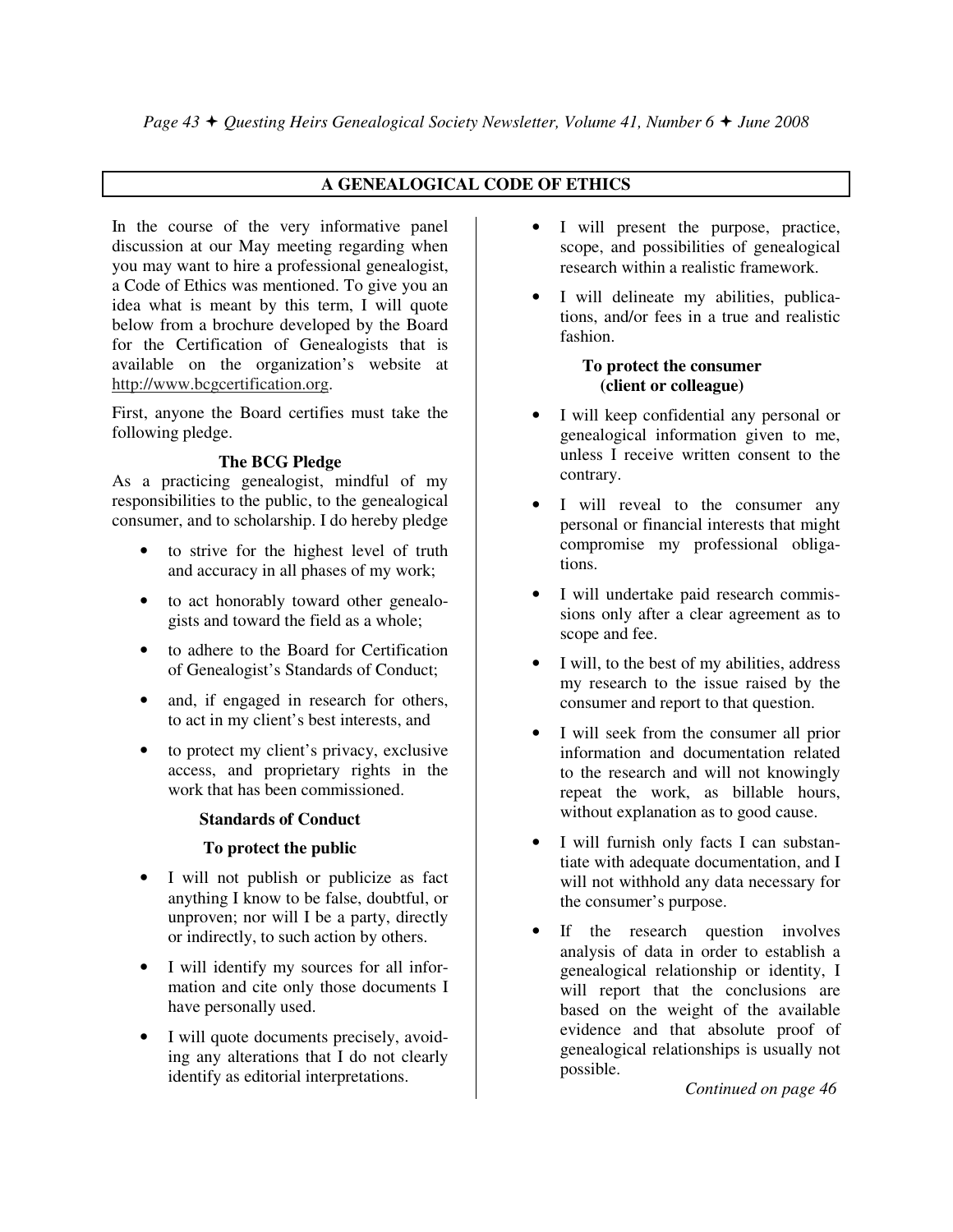## A GENEALOGICAL CODE OF ETHICS

In the course of the very informative panel discussion at our May meeting regarding when you may want to hire a professional genealogist, a Code of Ethics was mentioned. To give you an idea what is meant by this term, I will quote below from a brochure developed by the Board for the Certification of Genealogists that is available on the organization's website at http://www.bcgcertification.org.

First, anyone the Board certifies must take the following pledge.

**The BCG Pledge**

As a practicing genealogist, mindful of my responsibilities to the public, to the genealogical consumer, and to scholarship. I do hereby pledge

- to strive for the highest level of truth and accuracy in all phases of my work;
- to act honorably toward other genealogists and toward the field as a whole;
- to adhere to the Board for Certification of Genealogist's Standards of Conduct;
- and, if engaged in research for others, to act in my client's best interests, and
- to protect my client's privacy, exclusive access, and proprietary rights in the work that has been commissioned.

**Standards of Conduct**

**To protect the public**

- I will not publish or publicize as fact anything I know to be false, doubtful, or unproven; nor will I be a party, directly or indirectly, to such action by others.
- I will identify my sources for all information and cite only those documents I have personally used.
- I will quote documents precisely, avoiding any alterations that I do not clearly identify as editorial interpretations.
- I will present the purpose, practice, scope, and possibilities of genealogical research within a realistic framework.
- I will delineate my abilities, publications, and/or fees in a true and realistic fashion.

**To protect the consumer (client or colleague)**

- I will keep confidential any personal or genealogical information given to me, unless I receive written consent to the contrary.
- I will reveal to the consumer any personal or financial interests that might compromise my professional obligations.
- I will undertake paid research commissions only after a clear agreement as to scope and fee.
- I will, to the best of my abilities, address my research to the issue raised by the consumer and report to that question.
- I will seek from the consumer all prior information and documentation related to the research and will not knowingly repeat the work, as billable hours, without explanation as to good cause.
- I will furnish only facts I can substantiate with adequate documentation, and I will not withhold any data necessary for the consumer's purpose.
- If the research question involves analysis of data in order to establish a genealogical relationship or identity, I will report that the conclusions are based on the weight of the available evidence and that absolute proof of genealogical relationships is usually not possible.

*Continued on page 46*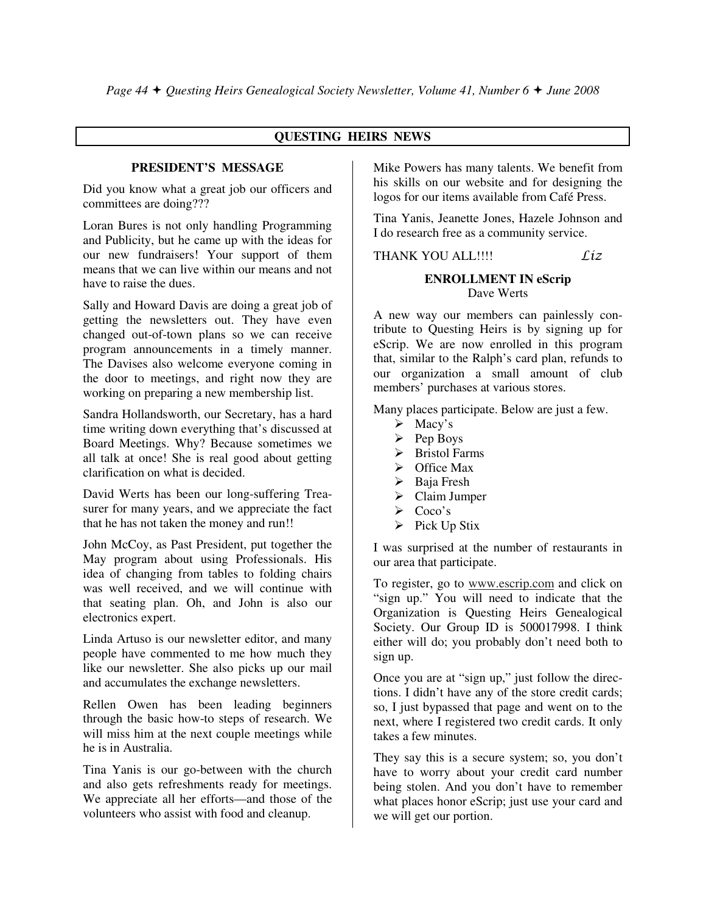## QUESTING HEIRS NEWS

### PRESIDENT'S MESSAGE

Did you know what a great job our officers and committees are doing???

Loran Bures is not only handling Programming and Publicity, but he came up with the ideas for our new fundraisers! Your support of them means that we can live within our means and not have to raise the dues.

Sally and Howard Davis are doing a great job of getting the newsletters out. They have even changed out-of-town plans so we can receive program announcements in a timely manner. The Davises also welcome everyone coming in the door to meetings, and right now they are working on preparing a new membership list.

Sandra Hollandsworth, our Secretary, has a hard time writing down everything that's discussed at Board Meetings. Why? Because sometimes we all talk at once! She is real good about getting clarification on what is decided.

David Werts has been our long-suffering Treasurer for many years, and we appreciate the fact that he has not taken the money and run!!

John McCoy, as Past President, put together the May program about using Professionals. His idea of changing from tables to folding chairs was well received, and we will continue with that seating plan. Oh, and John is also our electronics expert.

Linda Artuso is our newsletter editor, and many people have commented to me how much they like our newsletter. She also picks up our mail and accumulates the exchange newsletters.

Rellen Owen has been leading beginners through the basic how-to steps of research. We will miss him at the next couple meetings while he is in Australia.

Tina Yanis is our go-between with the church and also gets refreshments ready for meetings. We appreciate all her efforts—and those of the volunteers who assist with food and cleanup.

Mike Powers has many talents. We benefit from his skills on our website and for designing the logos for our items available from Café Press.

Tina Yanis, Jeanette Jones, Hazele Johnson and I do research free as a community service.

THANK YOU ALL!!!! *Liz*

### ENROLLMENT IN eScrip

Dave Werts

A new way our members can painlessly contribute to Questing Heirs is by signing up for eScrip. We are now enrolled in this program that, similar to the Ralph's card plan, refunds to our organization a small amount of club members' purchases at various stores.

Many places participate. Below are just a few.

- Macy's
- Pep Boys
- Bristol Farms
- Office Max
- Baja Fresh
- Claim Jumper
- Coco's
- Pick Up Stix

I was surprised at the number of restaurants in our area that participate.

To register, go to www.escrip.com and click on "sign up." You will need to indicate that the Organization is Questing Heirs Genealogical Society. Our Group ID is 500017998. I think either will do; you probably don't need both to sign up.

Once you are at "sign up," just follow the directions. I didn't have any of the store credit cards; so, I just bypassed that page and went on to the next, where I registered two credit cards. It only takes a few minutes.

They say this is a secure system; so, you don't have to worry about your credit card number being stolen. And you don't have to remember what places honor eScrip; just use your card and we will get our portion.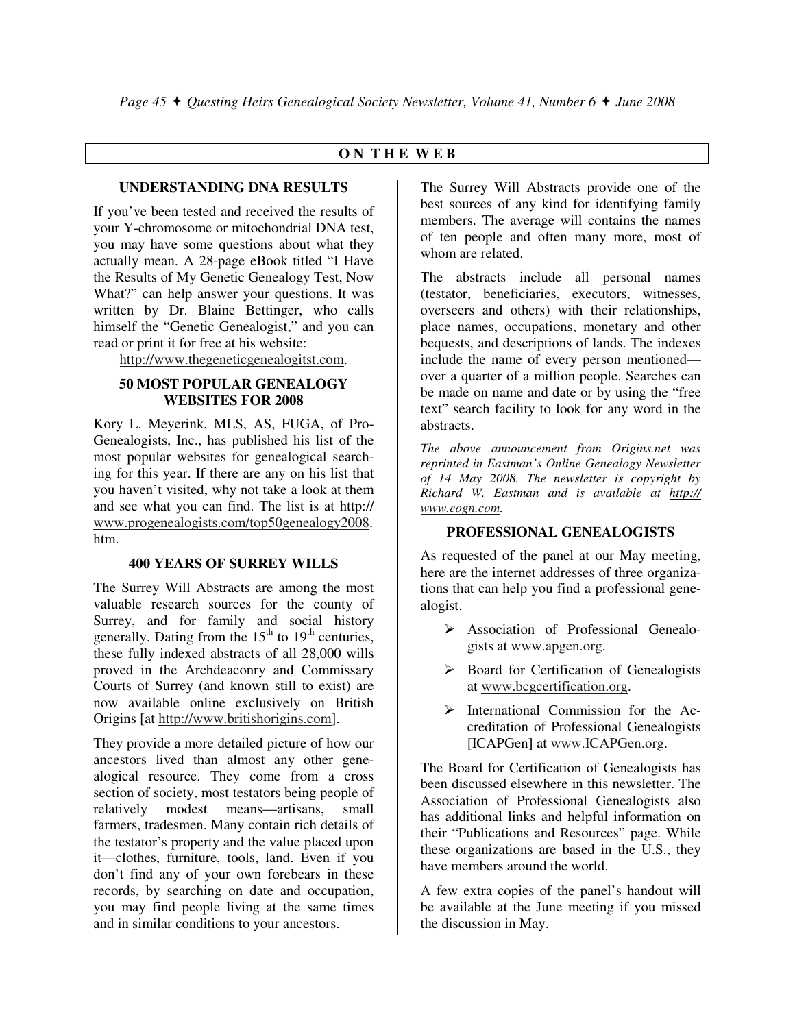## ON THE WEB

### UNDERSTANDING DNA RESULTS

If you've been tested and received the results of your Y-chromosome or mitochondrial DNA test, you may have some questions about what they actually mean. A 28-page eBook titled "I Have the Results of My Genetic Genealogy Test, Now What?" can help answer your questions. It was written by Dr. Blaine Bettinger, who calls himself the "Genetic Genealogist," and you can read or print it for free at his website:

http://www.thegeneticgenealogitst.com.

### 50 MOST POPULAR GENEALOGY WEBSITES FOR 2008

Kory L. Meyerink, MLS, AS, FUGA, of Pro-Genealogists, Inc., has published his list of the most popular websites for genealogical searching for this year. If there are any on his list that you haven't visited, why not take a look at them and see what you can find. The list is at http://www.progenealogists.com/top50genealogy2008.htm.

### 400 YEARS OF SURREY WILLS

The Surrey Will Abstracts are among the most valuable research sources for the county of Surrey, and for family and social history generally. Dating from the 15th to 19th centuries, these fully indexed abstracts of all 28,000 wills proved in the Archdeaconry and Commissary Courts of Surrey (and known still to exist) are now available online exclusively on British Origins [at http://www.britishorigins.com].

They provide a more detailed picture of how our ancestors lived than almost any other genealogical resource. They come from a cross section of society, most testators being people of relatively modest means—artisans, small farmers, tradesmen. Many contain rich details of the testator's property and the value placed upon it—clothes, furniture, tools, land. Even if you don't find any of your own forebears in these records, by searching on date and occupation, you may find people living at the same times and in similar conditions to your ancestors.

The Surrey Will Abstracts provide one of the best sources of any kind for identifying family members. The average will contains the names of ten people and often many more, most of whom are related.

The abstracts include all personal names (testator, beneficiaries, executors, witnesses, overseers and others) with their relationships, place names, occupations, monetary and other bequests, and descriptions of lands. The indexes include the name of every person mentioned—over a quarter of a million people. Searches can be made on name and date or by using the "free text" search facility to look for any word in the abstracts.

*The above announcement from Origins.net was reprinted in Eastman's Online Genealogy Newsletter of 14 May 2008. The newsletter is copyright by Richard W. Eastman and is available at http://www.eogn.com.*

### PROFESSIONAL GENEALOGISTS

As requested of the panel at our May meeting, here are the internet addresses of three organizations that can help you find a professional genealogist.

- Association of Professional Genealogists at www.apgen.org.
- Board for Certification of Genealogists at www.bcgcertification.org.
- International Commission for the Accreditation of Professional Genealogists [ICAPGen] at www.ICAPGen.org.

The Board for Certification of Genealogists has been discussed elsewhere in this newsletter. The Association of Professional Genealogists also has additional links and helpful information on their "Publications and Resources" page. While these organizations are based in the U.S., they have members around the world.

A few extra copies of the panel's handout will be available at the June meeting if you missed the discussion in May.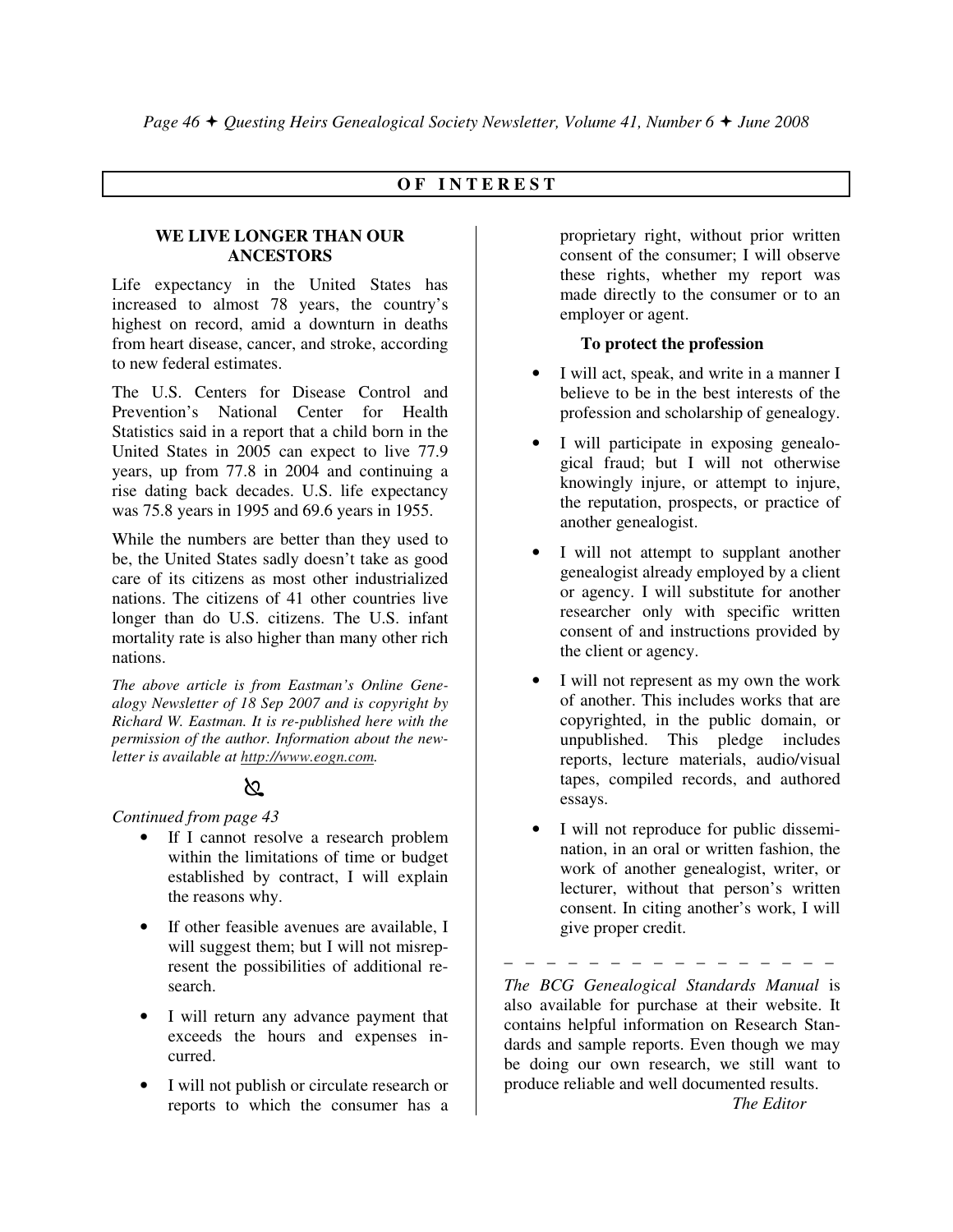## OF INTEREST

### WE LIVE LONGER THAN OUR ANCESTORS

Life expectancy in the United States has increased to almost 78 years, the country's highest on record, amid a downturn in deaths from heart disease, cancer, and stroke, according to new federal estimates.

The U.S. Centers for Disease Control and Prevention's National Center for Health Statistics said in a report that a child born in the United States in 2005 can expect to live 77.9 years, up from 77.8 in 2004 and continuing a rise dating back decades. U.S. life expectancy was 75.8 years in 1995 and 69.6 years in 1955.

While the numbers are better than they used to be, the United States sadly doesn't take as good care of its citizens as most other industrialized nations. The citizens of 41 other countries live longer than do U.S. citizens. The U.S. infant mortality rate is also higher than many other rich nations.

*The above article is from Eastman's Online Genealogy Newsletter of 18 Sep 2007 and is copyright by Richard W. Eastman. It is re-published here with the permission of the author. Information about the newsletter is available at http://www.eogn.com.*

*Continued from page 43*

- If I cannot resolve a research problem within the limitations of time or budget established by contract, I will explain the reasons why.
- If other feasible avenues are available, I will suggest them; but I will not misrepresent the possibilities of additional research.
- I will return any advance payment that exceeds the hours and expenses incurred.
- I will not publish or circulate research or reports to which the consumer has a proprietary right, without prior written consent of the consumer; I will observe these rights, whether my report was made directly to the consumer or to an employer or agent.

**To protect the profession**

- I will act, speak, and write in a manner I believe to be in the best interests of the profession and scholarship of genealogy.
- I will participate in exposing genealogical fraud; but I will not otherwise knowingly injure, or attempt to injure, the reputation, prospects, or practice of another genealogist.
- I will not attempt to supplant another genealogist already employed by a client or agency. I will substitute for another researcher only with specific written consent of and instructions provided by the client or agency.
- I will not represent as my own the work of another. This includes works that are copyrighted, in the public domain, or unpublished. This pledge includes reports, lecture materials, audio/visual tapes, compiled records, and authored essays.
- I will not reproduce for public dissemination, in an oral or written fashion, the work of another genealogist, writer, or lecturer, without that person's written consent. In citing another's work, I will give proper credit.

---

*The BCG Genealogical Standards Manual* is also available for purchase at their website. It contains helpful information on Research Standards and sample reports. Even though we may be doing our own research, we still want to produce reliable and well documented results.

*The Editor*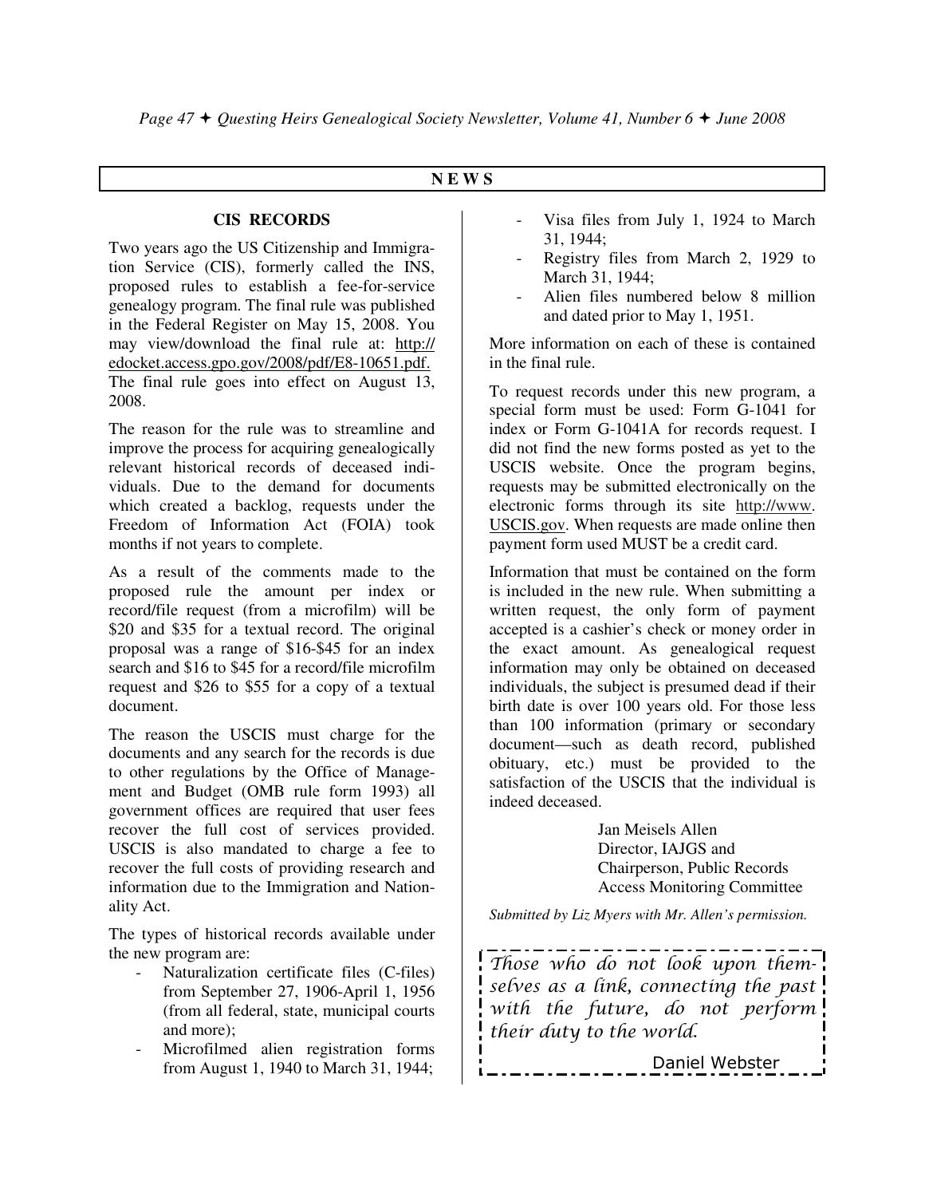## NEWS

### CIS RECORDS

Two years ago the US Citizenship and Immigration Service (CIS), formerly called the INS, proposed rules to establish a fee-for-service genealogy program. The final rule was published in the Federal Register on May 15, 2008. You may view/download the final rule at: http://edocket.access.gpo.gov/2008/pdf/E8-10651.pdf. The final rule goes into effect on August 13, 2008.

The reason for the rule was to streamline and improve the process for acquiring genealogically relevant historical records of deceased individuals. Due to the demand for documents which created a backlog, requests under the Freedom of Information Act (FOIA) took months if not years to complete.

As a result of the comments made to the proposed rule the amount per index or record/file request (from a microfilm) will be $20 and $35 for a textual record. The original proposal was a range of $16-$45 for an index search and $16 to $45 for a record/file microfilm request and $26 to $55 for a copy of a textual document.

The reason the USCIS must charge for the documents and any search for the records is due to other regulations by the Office of Management and Budget (OMB rule form 1993) all government offices are required that user fees recover the full cost of services provided. USCIS is also mandated to charge a fee to recover the full costs of providing research and information due to the Immigration and Nationality Act.

The types of historical records available under the new program are:

- Naturalization certificate files (C-files) from September 27, 1906-April 1, 1956 (from all federal, state, municipal courts and more);
- Microfilmed alien registration forms from August 1, 1940 to March 31, 1944;
- Visa files from July 1, 1924 to March 31, 1944;
- Registry files from March 2, 1929 to March 31, 1944;
- Alien files numbered below 8 million and dated prior to May 1, 1951.

More information on each of these is contained in the final rule.

To request records under this new program, a special form must be used: Form G-1041 for index or Form G-1041A for records request. I did not find the new forms posted as yet to the USCIS website. Once the program begins, requests may be submitted electronically on the electronic forms through its site http://www.USCIS.gov. When requests are made online then payment form used MUST be a credit card.

Information that must be contained on the form is included in the new rule. When submitting a written request, the only form of payment accepted is a cashier's check or money order in the exact amount. As genealogical request information may only be obtained on deceased individuals, the subject is presumed dead if their birth date is over 100 years old. For those less than 100 information (primary or secondary document—such as death record, published obituary, etc.) must be provided to the satisfaction of the USCIS that the individual is indeed deceased.

Jan Meisels Allen
Director, IAJGS and
Chairperson, Public Records
Access Monitoring Committee

*Submitted by Liz Myers with Mr. Allen's permission.*

*Those who do not look upon themselves as a link, connecting the past with the future, do not perform their duty to the world.*

Daniel Webster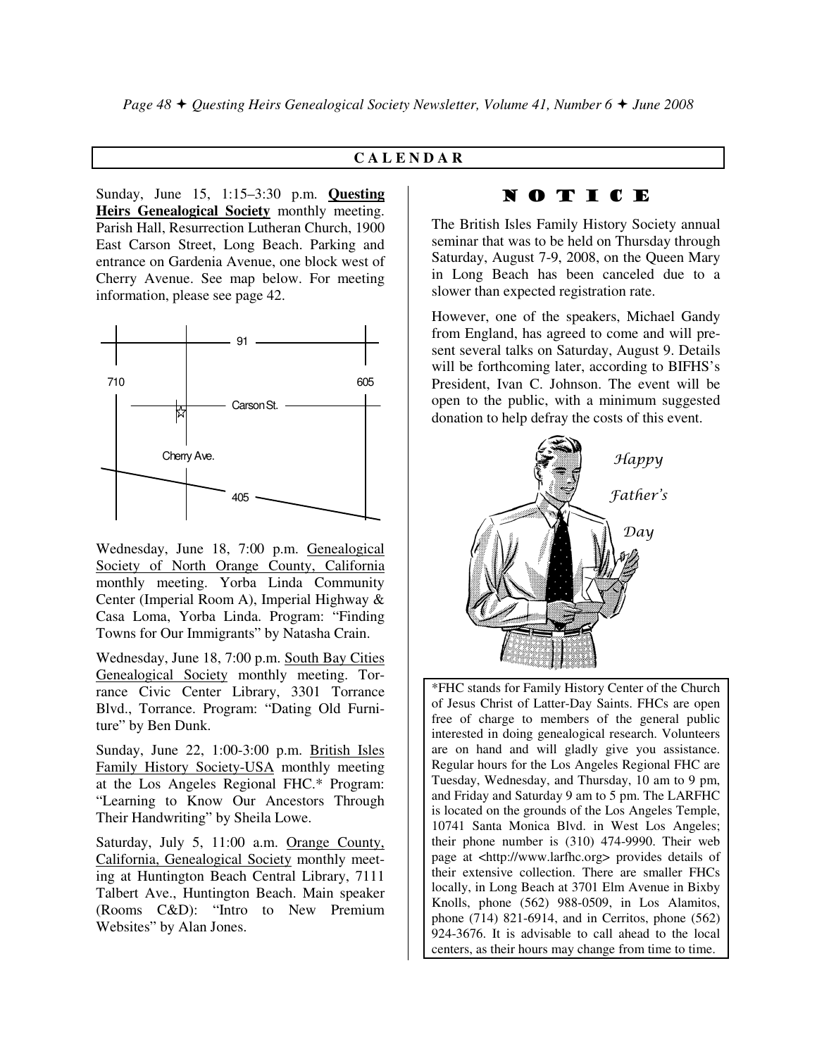## CALENDAR

Sunday, June 15, 1:15–3:30 p.m. **Questing Heirs Genealogical Society** monthly meeting. Parish Hall, Resurrection Lutheran Church, 1900 East Carson Street, Long Beach. Parking and entrance on Gardenia Avenue, one block west of Cherry Avenue. See map below. For meeting information, please see page 42.

91

710

605

Carson St.

Cherry Ave.

405

Wednesday, June 18, 7:00 p.m. Genealogical Society of North Orange County, California monthly meeting. Yorba Linda Community Center (Imperial Room A), Imperial Highway & Casa Loma, Yorba Linda. Program: "Finding Towns for Our Immigrants" by Natasha Crain.

Wednesday, June 18, 7:00 p.m. South Bay Cities Genealogical Society monthly meeting. Torrance Civic Center Library, 3301 Torrance Blvd., Torrance. Program: "Dating Old Furniture" by Ben Dunk.

Sunday, June 22, 1:00-3:00 p.m. British Isles Family History Society-USA monthly meeting at the Los Angeles Regional FHC.* Program: "Learning to Know Our Ancestors Through Their Handwriting" by Sheila Lowe.

Saturday, July 5, 11:00 a.m. Orange County, California, Genealogical Society monthly meeting at Huntington Beach Central Library, 7111 Talbert Ave., Huntington Beach. Main speaker (Rooms C&D): "Intro to New Premium Websites" by Alan Jones.

## NOTICE

The British Isles Family History Society annual seminar that was to be held on Thursday through Saturday, August 7-9, 2008, on the Queen Mary in Long Beach has been canceled due to a slower than expected registration rate.

However, one of the speakers, Michael Gandy from England, has agreed to come and will present several talks on Saturday, August 9. Details will be forthcoming later, according to BIFHS's President, Ivan C. Johnson. The event will be open to the public, with a minimum suggested donation to help defray the costs of this event.

*Happy Father's Day*

*FHC stands for Family History Center of the Church of Jesus Christ of Latter-Day Saints. FHCs are open free of charge to members of the general public interested in doing genealogical research. Volunteers are on hand and will gladly give you assistance. Regular hours for the Los Angeles Regional FHC are Tuesday, Wednesday, and Thursday, 10 am to 9 pm, and Friday and Saturday 9 am to 5 pm. The LARFHC is located on the grounds of the Los Angeles Temple, 10741 Santa Monica Blvd. in West Los Angeles; their phone number is (310) 474-9990. Their web page at <http://www.larfhc.org> provides details of their extensive collection. There are smaller FHCs locally, in Long Beach at 3701 Elm Avenue in Bixby Knolls, phone (562) 988-0509, in Los Alamitos, phone (714) 821-6914, and in Cerritos, phone (562) 924-3676. It is advisable to call ahead to the local centers, as their hours may change from time to time.